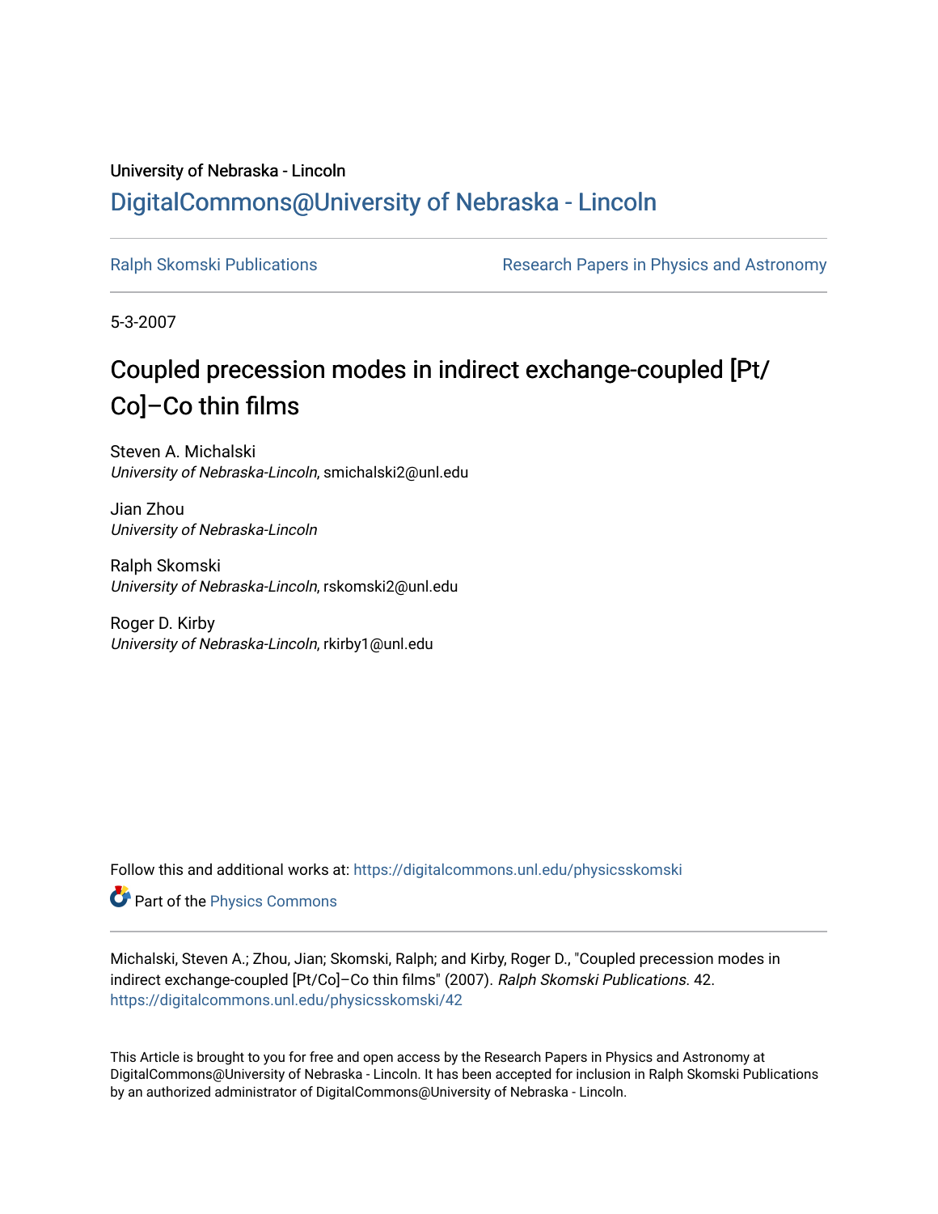University of Nebraska - Lincoln

## DigitalCommons@University of Nebraska - Lincoln

Ralph Skomski Publications

Research Papers in Physics and Astronomy

5-3-2007

# Coupled precession modes in indirect exchange-coupled [Pt/Co]–Co thin films

Steven A. Michalski
*University of Nebraska-Lincoln*, smichalski2@unl.edu

Jian Zhou
*University of Nebraska-Lincoln*

Ralph Skomski
*University of Nebraska-Lincoln*, rskomski2@unl.edu

Roger D. Kirby
*University of Nebraska-Lincoln*, rkirby1@unl.edu

Follow this and additional works at: https://digitalcommons.unl.edu/physicsskomski

Part of the Physics Commons

Michalski, Steven A.; Zhou, Jian; Skomski, Ralph; and Kirby, Roger D., "Coupled precession modes in indirect exchange-coupled [Pt/Co]–Co thin films" (2007). *Ralph Skomski Publications*. 42.
https://digitalcommons.unl.edu/physicsskomski/42

This Article is brought to you for free and open access by the Research Papers in Physics and Astronomy at DigitalCommons@University of Nebraska - Lincoln. It has been accepted for inclusion in Ralph Skomski Publications by an authorized administrator of DigitalCommons@University of Nebraska - Lincoln.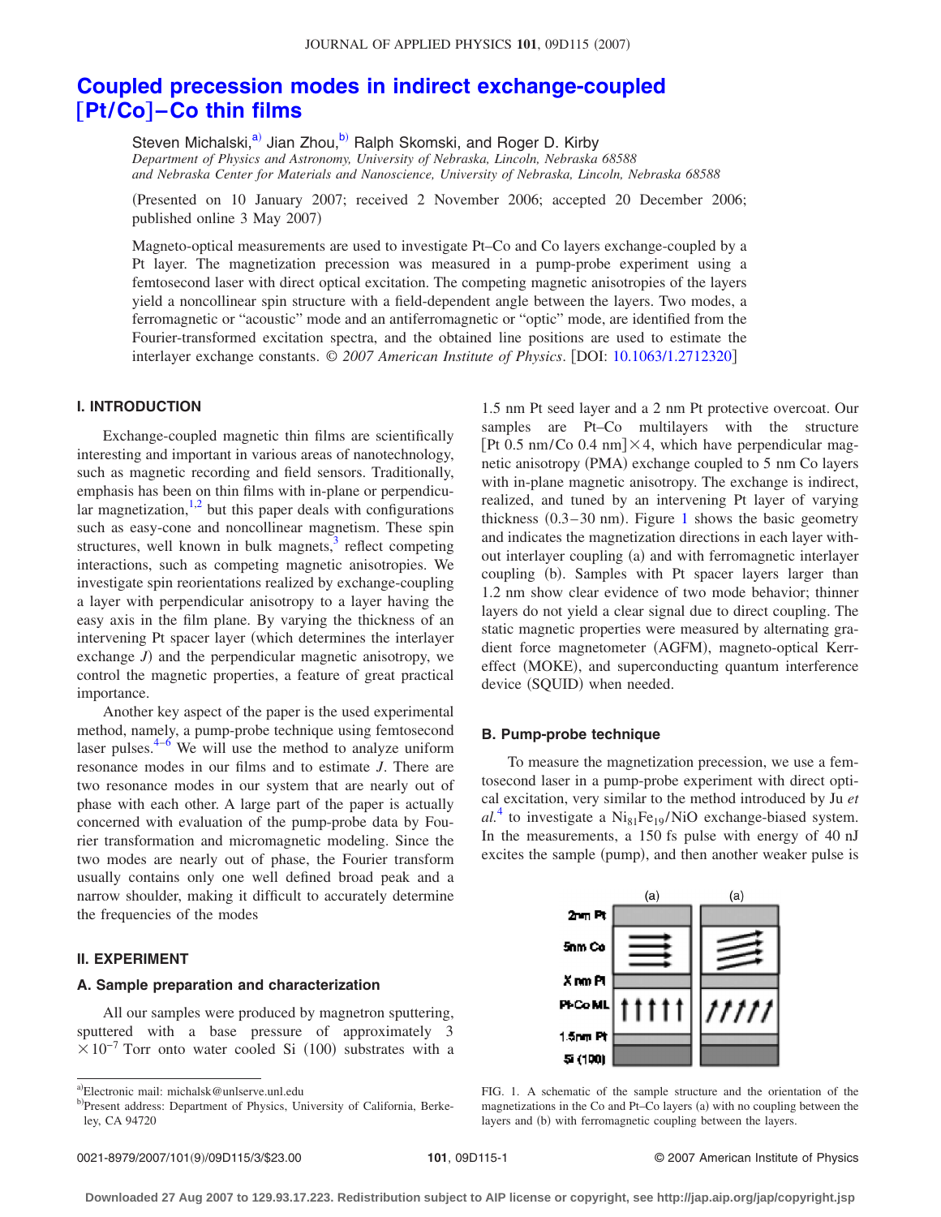# Coupled precession modes in indirect exchange-coupled [Pt/Co]–Co thin films

Steven Michalski,[a] Jian Zhou,[b] Ralph Skomski, and Roger D. Kirby

*Department of Physics and Astronomy, University of Nebraska, Lincoln, Nebraska 68588 and Nebraska Center for Materials and Nanoscience, University of Nebraska, Lincoln, Nebraska 68588*

(Presented on 10 January 2007; received 2 November 2006; accepted 20 December 2006; published online 3 May 2007)

Magneto-optical measurements are used to investigate Pt–Co and Co layers exchange-coupled by a Pt layer. The magnetization precession was measured in a pump-probe experiment using a femtosecond laser with direct optical excitation. The competing magnetic anisotropies of the layers yield a noncollinear spin structure with a field-dependent angle between the layers. Two modes, a ferromagnetic or "acoustic" mode and an antiferromagnetic or "optic" mode, are identified from the Fourier-transformed excitation spectra, and the obtained line positions are used to estimate the interlayer exchange constants. © *2007 American Institute of Physics*. [DOI: 10.1063/1.2712320]

## I. INTRODUCTION

Exchange-coupled magnetic thin films are scientifically interesting and important in various areas of nanotechnology, such as magnetic recording and field sensors. Traditionally, emphasis has been on thin films with in-plane or perpendicular magnetization,[1,2] but this paper deals with configurations such as easy-cone and noncollinear magnetism. These spin structures, well known in bulk magnets,[3] reflect competing interactions, such as competing magnetic anisotropies. We investigate spin reorientations realized by exchange-coupling a layer with perpendicular anisotropy to a layer having the easy axis in the film plane. By varying the thickness of an intervening Pt spacer layer (which determines the interlayer exchange *J*) and the perpendicular magnetic anisotropy, we control the magnetic properties, a feature of great practical importance.

Another key aspect of the paper is the used experimental method, namely, a pump-probe technique using femtosecond laser pulses.[4–6] We will use the method to analyze uniform resonance modes in our films and to estimate *J*. There are two resonance modes in our system that are nearly out of phase with each other. A large part of the paper is actually concerned with evaluation of the pump-probe data by Fourier transformation and micromagnetic modeling. Since the two modes are nearly out of phase, the Fourier transform usually contains only one well defined broad peak and a narrow shoulder, making it difficult to accurately determine the frequencies of the modes

## II. EXPERIMENT

### A. Sample preparation and characterization

All our samples were produced by magnetron sputtering, sputtered with a base pressure of approximately $3 \times 10^{-7}$ Torr onto water cooled Si (100) substrates with a 1.5 nm Pt seed layer and a 2 nm Pt protective overcoat. Our samples are Pt–Co multilayers with the structure [Pt 0.5 nm/Co 0.4 nm]×4, which have perpendicular magnetic anisotropy (PMA) exchange coupled to 5 nm Co layers with in-plane magnetic anisotropy. The exchange is indirect, realized, and tuned by an intervening Pt layer of varying thickness (0.3–30 nm). Figure 1 shows the basic geometry and indicates the magnetization directions in each layer without interlayer coupling (a) and with ferromagnetic interlayer coupling (b). Samples with Pt spacer layers larger than 1.2 nm show clear evidence of two mode behavior; thinner layers do not yield a clear signal due to direct coupling. The static magnetic properties were measured by alternating gradient force magnetometer (AGFM), magneto-optical Kerr-effect (MOKE), and superconducting quantum interference device (SQUID) when needed.

### B. Pump-probe technique

To measure the magnetization precession, we use a femtosecond laser in a pump-probe experiment with direct optical excitation, very similar to the method introduced by Ju *et al.*[4] to investigate a $Ni_{81}Fe_{19}$/NiO exchange-biased system. In the measurements, a 150 fs pulse with energy of 40 nJ excites the sample (pump), and then another weaker pulse is

FIG. 1. A schematic of the sample structure and the orientation of the magnetizations in the Co and Pt–Co layers (a) with no coupling between the layers and (b) with ferromagnetic coupling between the layers.

---

[a] Electronic mail: michalsk@unlserve.unl.edu

[b] Present address: Department of Physics, University of California, Berkeley, CA 94720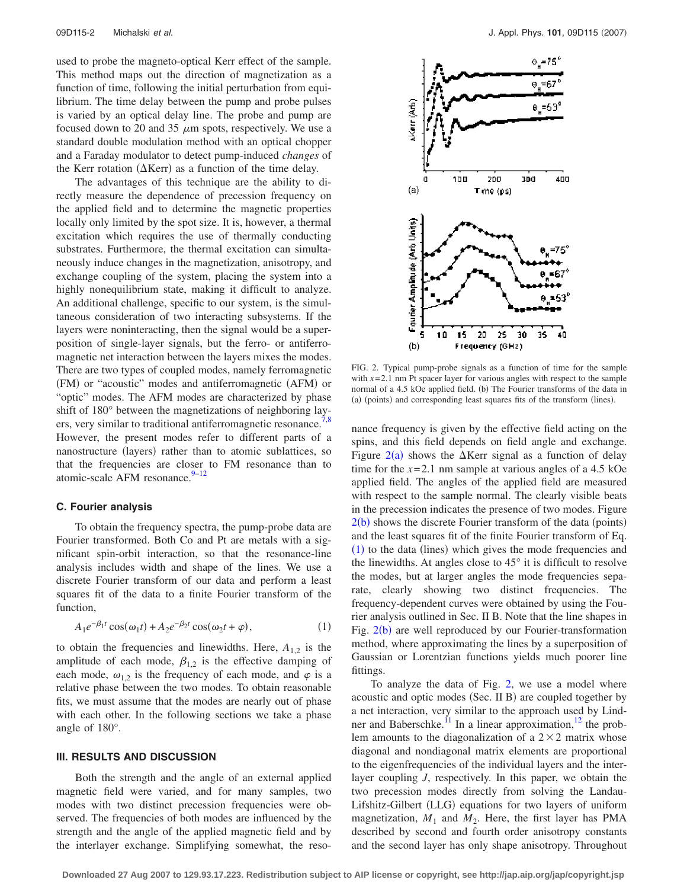used to probe the magneto-optical Kerr effect of the sample. This method maps out the direction of magnetization as a function of time, following the initial perturbation from equilibrium. The time delay between the pump and probe pulses is varied by an optical delay line. The probe and pump are focused down to 20 and 35 $\mu$m spots, respectively. We use a standard double modulation method with an optical chopper and a Faraday modulator to detect pump-induced *changes* of the Kerr rotation ($\Delta$Kerr) as a function of the time delay.

The advantages of this technique are the ability to directly measure the dependence of precession frequency on the applied field and to determine the magnetic properties locally only limited by the spot size. It is, however, a thermal excitation which requires the use of thermally conducting substrates. Furthermore, the thermal excitation can simultaneously induce changes in the magnetization, anisotropy, and exchange coupling of the system, placing the system into a highly nonequilibrium state, making it difficult to analyze. An additional challenge, specific to our system, is the simultaneous consideration of two interacting subsystems. If the layers were noninteracting, then the signal would be a superposition of single-layer signals, but the ferro- or antiferromagnetic net interaction between the layers mixes the modes. There are two types of coupled modes, namely ferromagnetic (FM) or "acoustic" modes and antiferromagnetic (AFM) or "optic" modes. The AFM modes are characterized by phase shift of 180° between the magnetizations of neighboring layers, very similar to traditional antiferromagnetic resonance.[7,8] However, the present modes refer to different parts of a nanostructure (layers) rather than to atomic sublattices, so that the frequencies are closer to FM resonance than to atomic-scale AFM resonance.[9–12]

### C. Fourier analysis

To obtain the frequency spectra, the pump-probe data are Fourier transformed. Both Co and Pt are metals with a significant spin-orbit interaction, so that the resonance-line analysis includes width and shape of the lines. We use a discrete Fourier transform of our data and perform a least squares fit of the data to a finite Fourier transform of the function,

$$A_1 e^{-\beta_1 t} \cos(\omega_1 t) + A_2 e^{-\beta_2 t} \cos(\omega_2 t + \varphi), \qquad (1)$$

to obtain the frequencies and linewidths. Here, $A_{1,2}$ is the amplitude of each mode, $\beta_{1,2}$ is the effective damping of each mode, $\omega_{1,2}$ is the frequency of each mode, and $\varphi$ is a relative phase between the two modes. To obtain reasonable fits, we must assume that the modes are nearly out of phase with each other. In the following sections we take a phase angle of 180°.

## III. RESULTS AND DISCUSSION

Both the strength and the angle of an external applied magnetic field were varied, and for many samples, two modes with two distinct precession frequencies were observed. The frequencies of both modes are influenced by the strength and the angle of the applied magnetic field and by the interlayer exchange. Simplifying somewhat, the resonance frequency is given by the effective field acting on the spins, and this field depends on field angle and exchange. Figure 2(a) shows the $\Delta$Kerr signal as a function of delay time for the $x=2.1$ nm sample at various angles of a 4.5 kOe applied field. The angles of the applied field are measured with respect to the sample normal. The clearly visible beats in the precession indicates the presence of two modes. Figure 2(b) shows the discrete Fourier transform of the data (points) and the least squares fit of the finite Fourier transform of Eq. (1) to the data (lines) which gives the mode frequencies and the linewidths. At angles close to 45° it is difficult to resolve the modes, but at larger angles the mode frequencies separate, clearly showing two distinct frequencies. The frequency-dependent curves were obtained by using the Fourier analysis outlined in Sec. II B. Note that the line shapes in Fig. 2(b) are well reproduced by our Fourier-transformation method, where approximating the lines by a superposition of Gaussian or Lorentzian functions yields much poorer line fittings.

FIG. 2. Typical pump-probe signals as a function of time for the sample with $x=2.1$ nm Pt spacer layer for various angles with respect to the sample normal of a 4.5 kOe applied field. (b) The Fourier transforms of the data in (a) (points) and corresponding least squares fits of the transform (lines).

To analyze the data of Fig. 2, we use a model where acoustic and optic modes (Sec. II B) are coupled together by a net interaction, very similar to the approach used by Lindner and Baberschke.[11] In a linear approximation,[12] the problem amounts to the diagonalization of a $2\times2$ matrix whose diagonal and nondiagonal matrix elements are proportional to the eigenfrequencies of the individual layers and the interlayer coupling $J$, respectively. In this paper, we obtain the two precession modes directly from solving the Landau-Lifshitz-Gilbert (LLG) equations for two layers of uniform magnetization, $M_1$ and $M_2$. Here, the first layer has PMA described by second and fourth order anisotropy constants and the second layer has only shape anisotropy. Throughout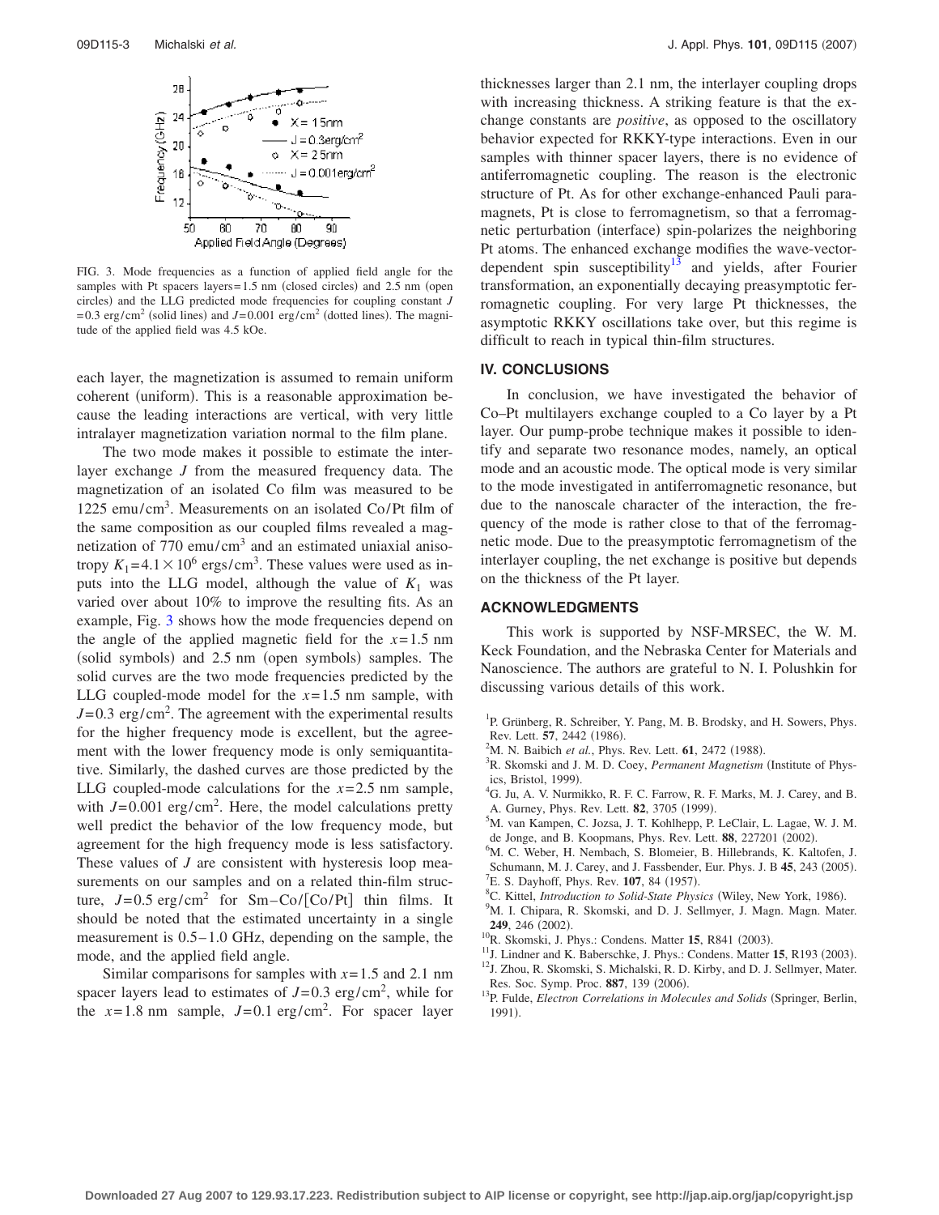28
24
20
16
12
Frequency (GHz)
50 60 70 80 90
Applied Field Angle (Degrees)
● X = 1.5nm
— J = 0.3erg/cm$^2$
○ X = 2.5nm
······ J = 0.001erg/cm$^2$

FIG. 3. Mode frequencies as a function of applied field angle for the samples with Pt spacers layers=1.5 nm (closed circles) and 2.5 nm (open circles) and the LLG predicted mode frequencies for coupling constant $J = 0.3$ erg/cm$^2$ (solid lines) and $J = 0.001$ erg/cm$^2$ (dotted lines). The magnitude of the applied field was 4.5 kOe.

each layer, the magnetization is assumed to remain uniform coherent (uniform). This is a reasonable approximation because the leading interactions are vertical, with very little intralayer magnetization variation normal to the film plane.

The two mode makes it possible to estimate the interlayer exchange $J$ from the measured frequency data. The magnetization of an isolated Co film was measured to be 1225 emu/cm$^3$. Measurements on an isolated Co/Pt film of the same composition as our coupled films revealed a magnetization of 770 emu/cm$^3$ and an estimated uniaxial anisotropy $K_1 = 4.1 \times 10^6$ ergs/cm$^3$. These values were used as inputs into the LLG model, although the value of $K_1$ was varied over about 10% to improve the resulting fits. As an example, Fig. 3 shows how the mode frequencies depend on the angle of the applied magnetic field for the $x = 1.5$ nm (solid symbols) and 2.5 nm (open symbols) samples. The solid curves are the two mode frequencies predicted by the LLG coupled-mode model for the $x = 1.5$ nm sample, with $J = 0.3$ erg/cm$^2$. The agreement with the experimental results for the higher frequency mode is excellent, but the agreement with the lower frequency mode is only semiquantitative. Similarly, the dashed curves are those predicted by the LLG coupled-mode calculations for the $x = 2.5$ nm sample, with $J = 0.001$ erg/cm$^2$. Here, the model calculations pretty well predict the behavior of the low frequency mode, but agreement for the high frequency mode is less satisfactory. These values of $J$ are consistent with hysteresis loop measurements on our samples and on a related thin-film structure, $J = 0.5$ erg/cm$^2$ for Sm–Co/[Co/Pt] thin films. It should be noted that the estimated uncertainty in a single measurement is 0.5–1.0 GHz, depending on the sample, the mode, and the applied field angle.

Similar comparisons for samples with $x = 1.5$ and 2.1 nm spacer layers lead to estimates of $J = 0.3$ erg/cm$^2$, while for the $x = 1.8$ nm sample, $J = 0.1$ erg/cm$^2$. For spacer layer thicknesses larger than 2.1 nm, the interlayer coupling drops with increasing thickness. A striking feature is that the exchange constants are *positive*, as opposed to the oscillatory behavior expected for RKKY-type interactions. Even in our samples with thinner spacer layers, there is no evidence of antiferromagnetic coupling. The reason is the electronic structure of Pt. As for other exchange-enhanced Pauli paramagnets, Pt is close to ferromagnetism, so that a ferromagnetic perturbation (interface) spin-polarizes the neighboring Pt atoms. The enhanced exchange modifies the wave-vector-dependent spin susceptibility[13] and yields, after Fourier transformation, an exponentially decaying preasymptotic ferromagnetic coupling. For very large Pt thicknesses, the asymptotic RKKY oscillations take over, but this regime is difficult to reach in typical thin-film structures.

## IV. CONCLUSIONS

In conclusion, we have investigated the behavior of Co–Pt multilayers exchange coupled to a Co layer by a Pt layer. Our pump-probe technique makes it possible to identify and separate two resonance modes, namely, an optical mode and an acoustic mode. The optical mode is very similar to the mode investigated in antiferromagnetic resonance, but due to the nanoscale character of the interaction, the frequency of the mode is rather close to that of the ferromagnetic mode. Due to the preasymptotic ferromagnetism of the interlayer coupling, the net exchange is positive but depends on the thickness of the Pt layer.

## ACKNOWLEDGMENTS

This work is supported by NSF-MRSEC, the W. M. Keck Foundation, and the Nebraska Center for Materials and Nanoscience. The authors are grateful to N. I. Polushkin for discussing various details of this work.

[1] P. Grünberg, R. Schreiber, Y. Pang, M. B. Brodsky, and H. Sowers, Phys. Rev. Lett. **57**, 2442 (1986).
[2] M. N. Baibich *et al.*, Phys. Rev. Lett. **61**, 2472 (1988).
[3] R. Skomski and J. M. D. Coey, *Permanent Magnetism* (Institute of Physics, Bristol, 1999).
[4] G. Ju, A. V. Nurmikko, R. F. C. Farrow, R. F. Marks, M. J. Carey, and B. A. Gurney, Phys. Rev. Lett. **82**, 3705 (1999).
[5] M. van Kampen, C. Jozsa, J. T. Kohlhepp, P. LeClair, L. Lagae, W. J. M. de Jonge, and B. Koopmans, Phys. Rev. Lett. **88**, 227201 (2002).
[6] M. C. Weber, H. Nembach, S. Blomeier, B. Hillebrands, K. Kaltofen, J. Schumann, M. J. Carey, and J. Fassbender, Eur. Phys. J. B **45**, 243 (2005).
[7] E. S. Dayhoff, Phys. Rev. **107**, 84 (1957).
[8] C. Kittel, *Introduction to Solid-State Physics* (Wiley, New York, 1986).
[9] M. I. Chipara, R. Skomski, and D. J. Sellmyer, J. Magn. Magn. Mater. **249**, 246 (2002).
[10] R. Skomski, J. Phys.: Condens. Matter **15**, R841 (2003).
[11] J. Lindner and K. Baberschke, J. Phys.: Condens. Matter **15**, R193 (2003).
[12] J. Zhou, R. Skomski, S. Michalski, R. D. Kirby, and D. J. Sellmyer, Mater. Res. Soc. Symp. Proc. **887**, 139 (2006).
[13] P. Fulde, *Electron Correlations in Molecules and Solids* (Springer, Berlin, 1991).